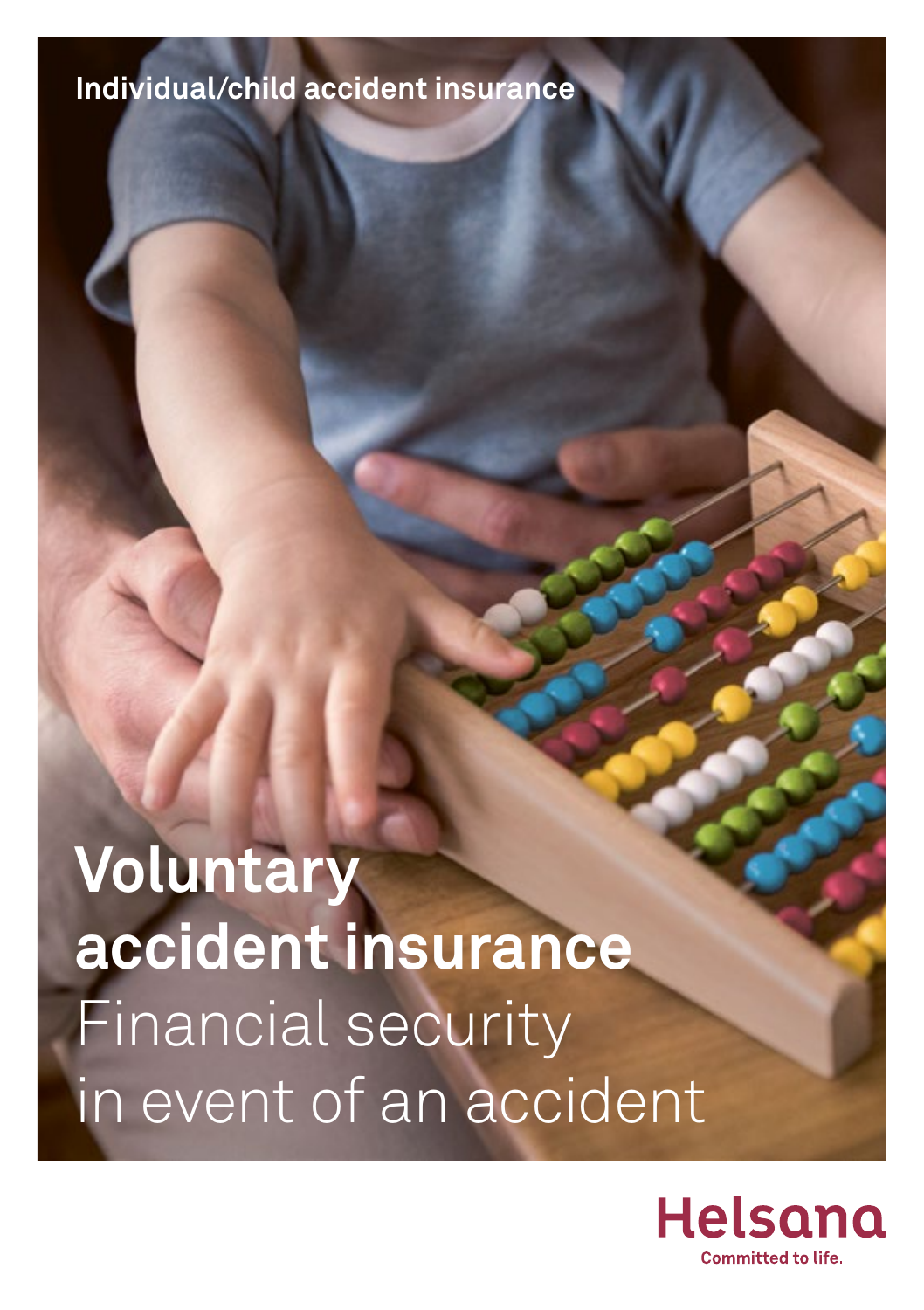Individual/child accident insurance

# Voluntary accident insurance

## Financial security in event of an accident

Helsana

Committed to life.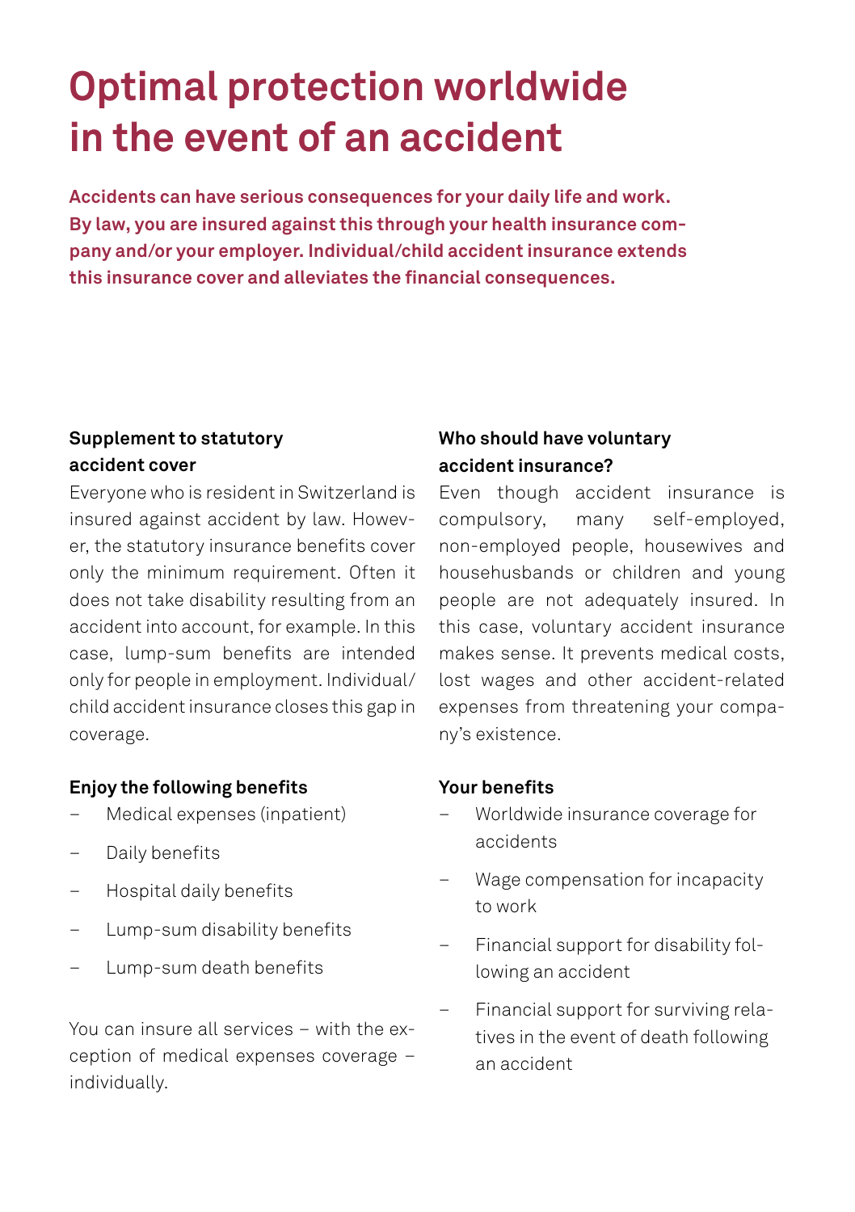# Optimal protection worldwide in the event of an accident

**Accidents can have serious consequences for your daily life and work. By law, you are insured against this through your health insurance company and/or your employer. Individual/child accident insurance extends this insurance cover and alleviates the financial consequences.**

### Supplement to statutory accident cover

Everyone who is resident in Switzerland is insured against accident by law. However, the statutory insurance benefits cover only the minimum requirement. Often it does not take disability resulting from an accident into account, for example. In this case, lump-sum benefits are intended only for people in employment. Individual/child accident insurance closes this gap in coverage.

### Enjoy the following benefits

- Medical expenses (inpatient)
- Daily benefits
- Hospital daily benefits
- Lump-sum disability benefits
- Lump-sum death benefits

You can insure all services – with the exception of medical expenses coverage – individually.

### Who should have voluntary accident insurance?

Even though accident insurance is compulsory, many self-employed, non-employed people, housewives and househusbands or children and young people are not adequately insured. In this case, voluntary accident insurance makes sense. It prevents medical costs, lost wages and other accident-related expenses from threatening your company's existence.

### Your benefits

- Worldwide insurance coverage for accidents
- Wage compensation for incapacity to work
- Financial support for disability following an accident
- Financial support for surviving relatives in the event of death following an accident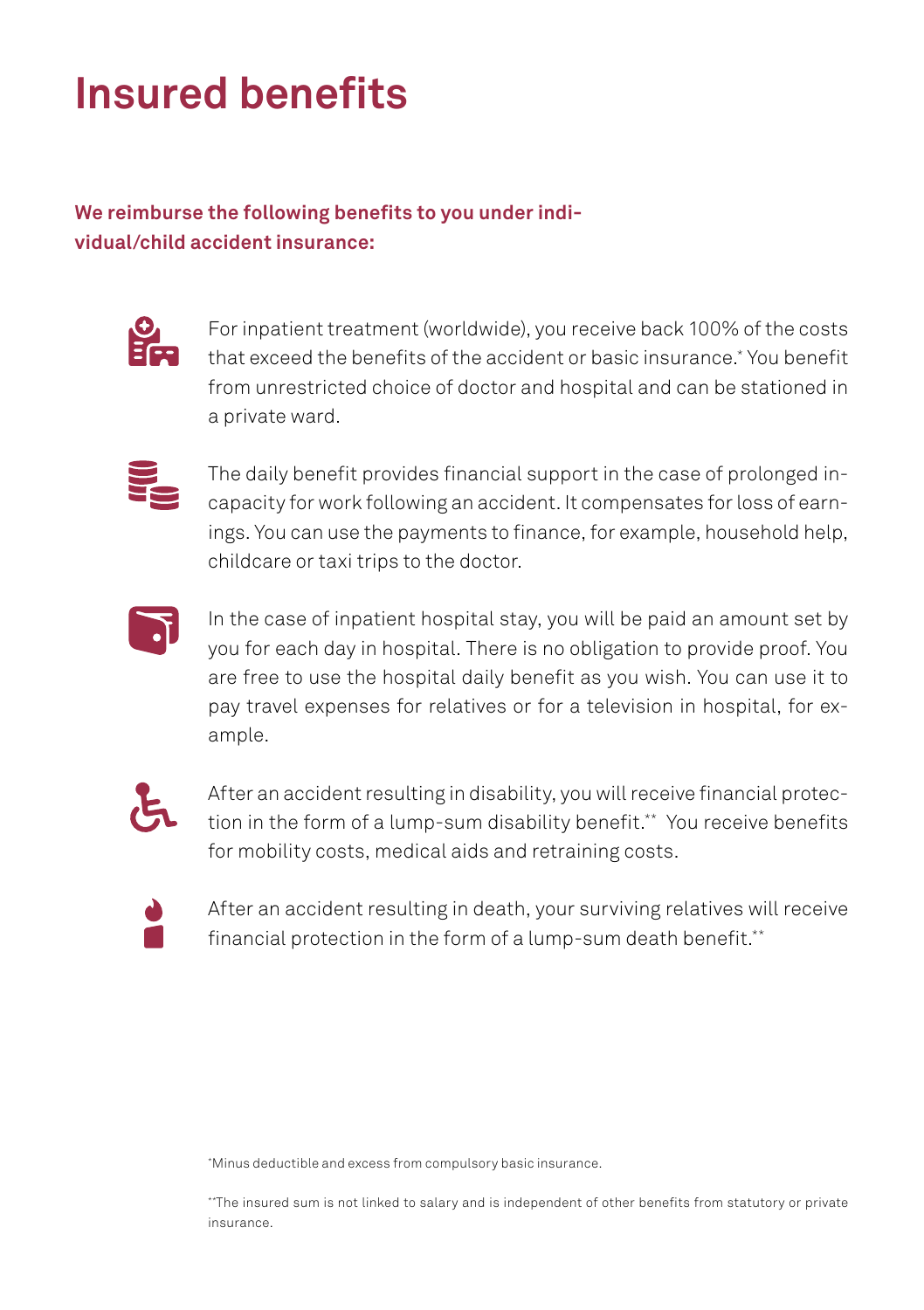# Insured benefits

**We reimburse the following benefits to you under individual/child accident insurance:**

For inpatient treatment (worldwide), you receive back 100% of the costs that exceed the benefits of the accident or basic insurance.* You benefit from unrestricted choice of doctor and hospital and can be stationed in a private ward.

The daily benefit provides financial support in the case of prolonged incapacity for work following an accident. It compensates for loss of earnings. You can use the payments to finance, for example, household help, childcare or taxi trips to the doctor.

In the case of inpatient hospital stay, you will be paid an amount set by you for each day in hospital. There is no obligation to provide proof. You are free to use the hospital daily benefit as you wish. You can use it to pay travel expenses for relatives or for a television in hospital, for example.

After an accident resulting in disability, you will receive financial protection in the form of a lump-sum disability benefit.** You receive benefits for mobility costs, medical aids and retraining costs.

After an accident resulting in death, your surviving relatives will receive financial protection in the form of a lump-sum death benefit.**

*Minus deductible and excess from compulsory basic insurance.

**The insured sum is not linked to salary and is independent of other benefits from statutory or private insurance.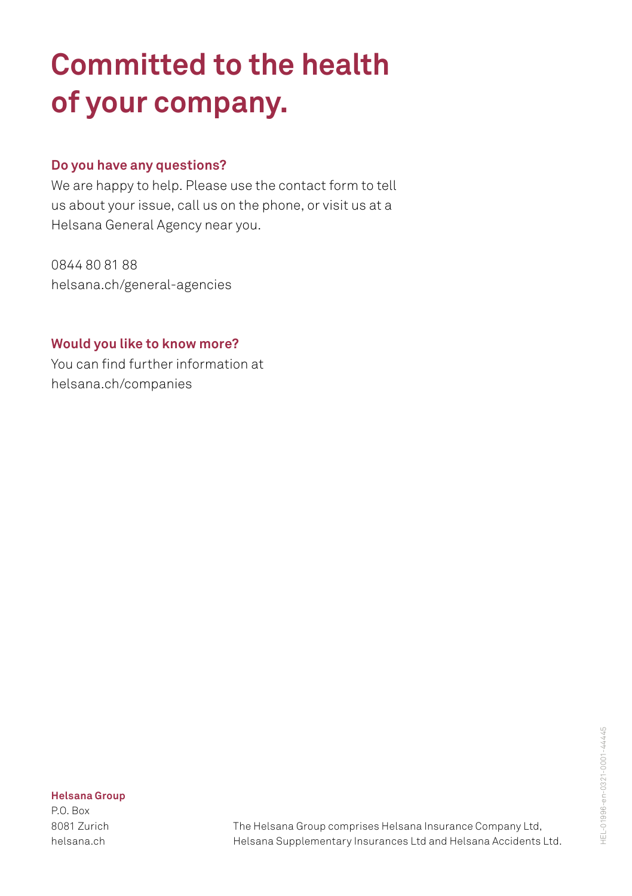# Committed to the health of your company.

### Do you have any questions?

We are happy to help. Please use the contact form to tell us about your issue, call us on the phone, or visit us at a Helsana General Agency near you.

0844 80 81 88
helsana.ch/general-agencies

### Would you like to know more?

You can find further information at
helsana.ch/companies

**Helsana Group**
P.O. Box
8081 Zurich
helsana.ch

The Helsana Group comprises Helsana Insurance Company Ltd, Helsana Supplementary Insurances Ltd and Helsana Accidents Ltd.

HEL-01996-en-0321-0001-44445